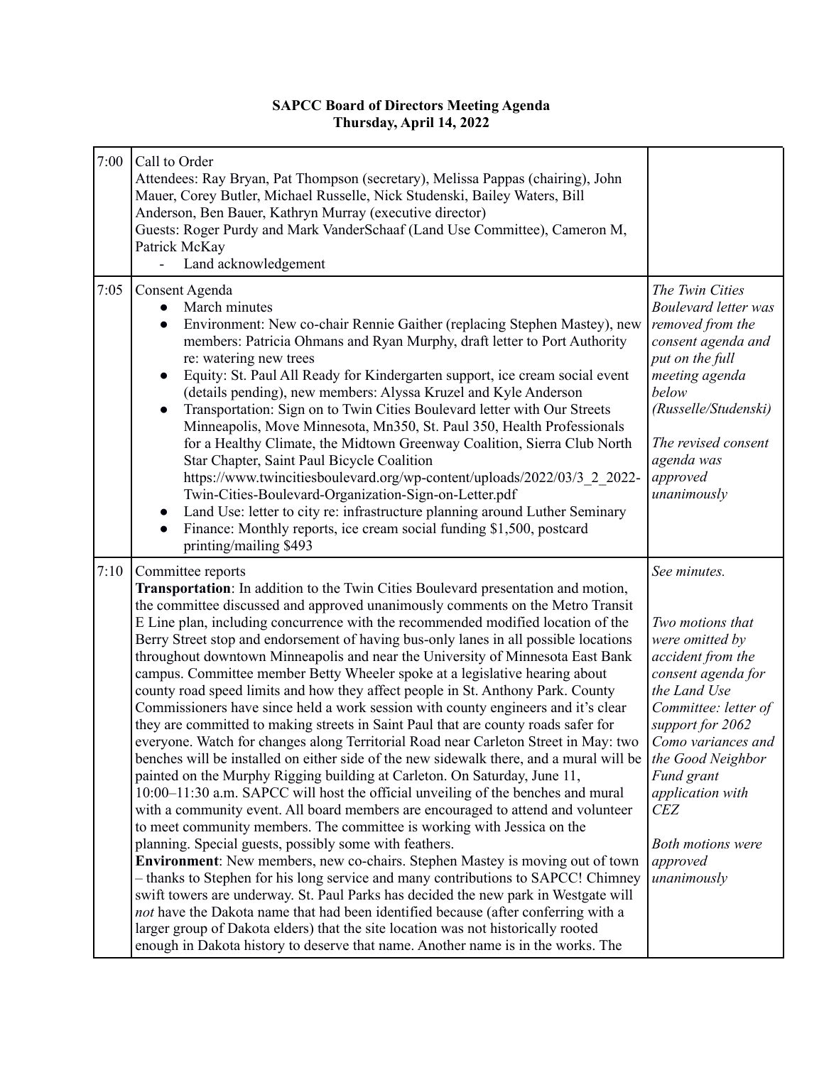**SAPCC Board of Directors Meeting Agenda**
**Thursday, April 14, 2022**

| Time | Agenda | Notes |
|---|---|---|
| 7:00 | Call to Order<br>Attendees: Ray Bryan, Pat Thompson (secretary), Melissa Pappas (chairing), John Mauer, Corey Butler, Michael Russelle, Nick Studenski, Bailey Waters, Bill Anderson, Ben Bauer, Kathryn Murray (executive director)<br>Guests: Roger Purdy and Mark VanderSchaaf (Land Use Committee), Cameron M, Patrick McKay<br>- Land acknowledgement | |
| 7:05 | Consent Agenda<br>• March minutes<br>• Environment: New co-chair Rennie Gaither (replacing Stephen Mastey), new members: Patricia Ohmans and Ryan Murphy, draft letter to Port Authority re: watering new trees<br>• Equity: St. Paul All Ready for Kindergarten support, ice cream social event (details pending), new members: Alyssa Kruzel and Kyle Anderson<br>• Transportation: Sign on to Twin Cities Boulevard letter with Our Streets Minneapolis, Move Minnesota, Mn350, St. Paul 350, Health Professionals for a Healthy Climate, the Midtown Greenway Coalition, Sierra Club North Star Chapter, Saint Paul Bicycle Coalition https://www.twincitiesboulevard.org/wp-content/uploads/2022/03/3_2_2022-Twin-Cities-Boulevard-Organization-Sign-on-Letter.pdf<br>• Land Use: letter to city re: infrastructure planning around Luther Seminary<br>• Finance: Monthly reports, ice cream social funding $1,500, postcard printing/mailing $493 | *The Twin Cities Boulevard letter was removed from the consent agenda and put on the full meeting agenda below (Russelle/Studenski)*<br><br>*The revised consent agenda was approved unanimously* |
| 7:10 | Committee reports<br>**Transportation**: In addition to the Twin Cities Boulevard presentation and motion, the committee discussed and approved unanimously comments on the Metro Transit E Line plan, including concurrence with the recommended modified location of the Berry Street stop and endorsement of having bus-only lanes in all possible locations throughout downtown Minneapolis and near the University of Minnesota East Bank campus. Committee member Betty Wheeler spoke at a legislative hearing about county road speed limits and how they affect people in St. Anthony Park. County Commissioners have since held a work session with county engineers and it's clear they are committed to making streets in Saint Paul that are county roads safer for everyone. Watch for changes along Territorial Road near Carleton Street in May: two benches will be installed on either side of the new sidewalk there, and a mural will be painted on the Murphy Rigging building at Carleton. On Saturday, June 11, 10:00–11:30 a.m. SAPCC will host the official unveiling of the benches and mural with a community event. All board members are encouraged to attend and volunteer to meet community members. The committee is working with Jessica on the planning. Special guests, possibly some with feathers.<br>**Environment**: New members, new co-chairs. Stephen Mastey is moving out of town – thanks to Stephen for his long service and many contributions to SAPCC! Chimney swift towers are underway. St. Paul Parks has decided the new park in Westgate will *not* have the Dakota name that had been identified because (after conferring with a larger group of Dakota elders) that the site location was not historically rooted enough in Dakota history to deserve that name. Another name is in the works. The | *See minutes.*<br><br>*Two motions that were omitted by accident from the consent agenda for the Land Use Committee: letter of support for 2062 Como variances and the Good Neighbor Fund grant application with CEZ*<br><br>*Both motions were approved unanimously* |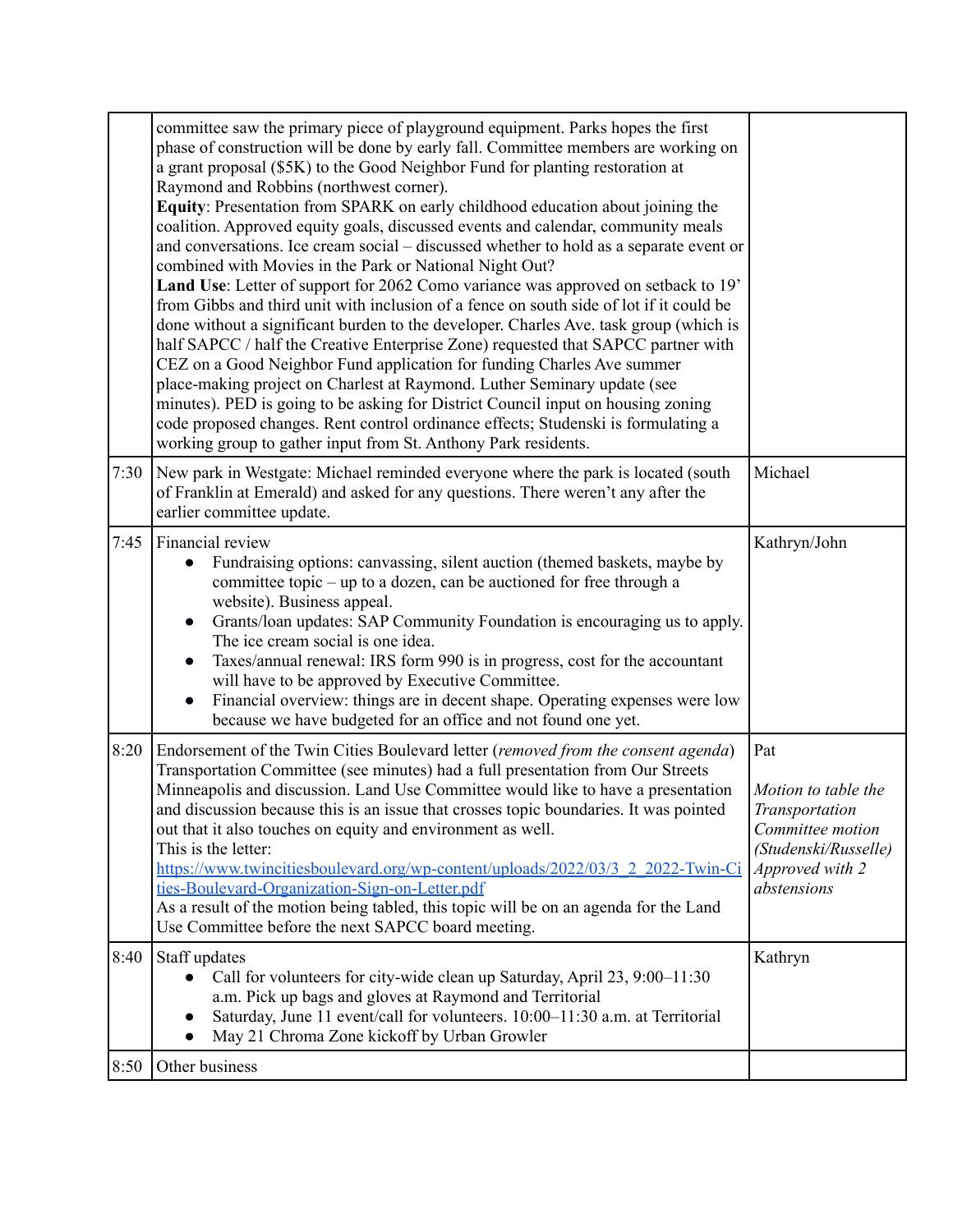| | | |
|---|---|---|
| | committee saw the primary piece of playground equipment. Parks hopes the first phase of construction will be done by early fall. Committee members are working on a grant proposal ($5K) to the Good Neighbor Fund for planting restoration at Raymond and Robbins (northwest corner).<br>**Equity**: Presentation from SPARK on early childhood education about joining the coalition. Approved equity goals, discussed events and calendar, community meals and conversations. Ice cream social – discussed whether to hold as a separate event or combined with Movies in the Park or National Night Out?<br>**Land Use**: Letter of support for 2062 Como variance was approved on setback to 19' from Gibbs and third unit with inclusion of a fence on south side of lot if it could be done without a significant burden to the developer. Charles Ave. task group (which is half SAPCC / half the Creative Enterprise Zone) requested that SAPCC partner with CEZ on a Good Neighbor Fund application for funding Charles Ave summer place-making project on Charlest at Raymond. Luther Seminary update (see minutes). PED is going to be asking for District Council input on housing zoning code proposed changes. Rent control ordinance effects; Studenski is formulating a working group to gather input from St. Anthony Park residents. | |
| 7:30 | New park in Westgate: Michael reminded everyone where the park is located (south of Franklin at Emerald) and asked for any questions. There weren't any after the earlier committee update. | Michael |
| 7:45 | Financial review<br>• Fundraising options: canvassing, silent auction (themed baskets, maybe by committee topic – up to a dozen, can be auctioned for free through a website). Business appeal.<br>• Grants/loan updates: SAP Community Foundation is encouraging us to apply. The ice cream social is one idea.<br>• Taxes/annual renewal: IRS form 990 is in progress, cost for the accountant will have to be approved by Executive Committee.<br>• Financial overview: things are in decent shape. Operating expenses were low because we have budgeted for an office and not found one yet. | Kathryn/John |
| 8:20 | Endorsement of the Twin Cities Boulevard letter (*removed from the consent agenda*)<br>Transportation Committee (see minutes) had a full presentation from Our Streets Minneapolis and discussion. Land Use Committee would like to have a presentation and discussion because this is an issue that crosses topic boundaries. It was pointed out that it also touches on equity and environment as well.<br>This is the letter:<br>[https://www.twincitiesboulevard.org/wp-content/uploads/2022/03/3_2_2022-Twin-Cities-Boulevard-Organization-Sign-on-Letter.pdf](https://www.twincitiesboulevard.org/wp-content/uploads/2022/03/3_2_2022-Twin-Cities-Boulevard-Organization-Sign-on-Letter.pdf)<br>As a result of the motion being tabled, this topic will be on an agenda for the Land Use Committee before the next SAPCC board meeting. | Pat<br><br>*Motion to table the Transportation Committee motion (Studenski/Russelle) Approved with 2 abstensions* |
| 8:40 | Staff updates<br>• Call for volunteers for city-wide clean up Saturday, April 23, 9:00–11:30 a.m. Pick up bags and gloves at Raymond and Territorial<br>• Saturday, June 11 event/call for volunteers. 10:00–11:30 a.m. at Territorial<br>• May 21 Chroma Zone kickoff by Urban Growler | Kathryn |
| 8:50 | Other business | |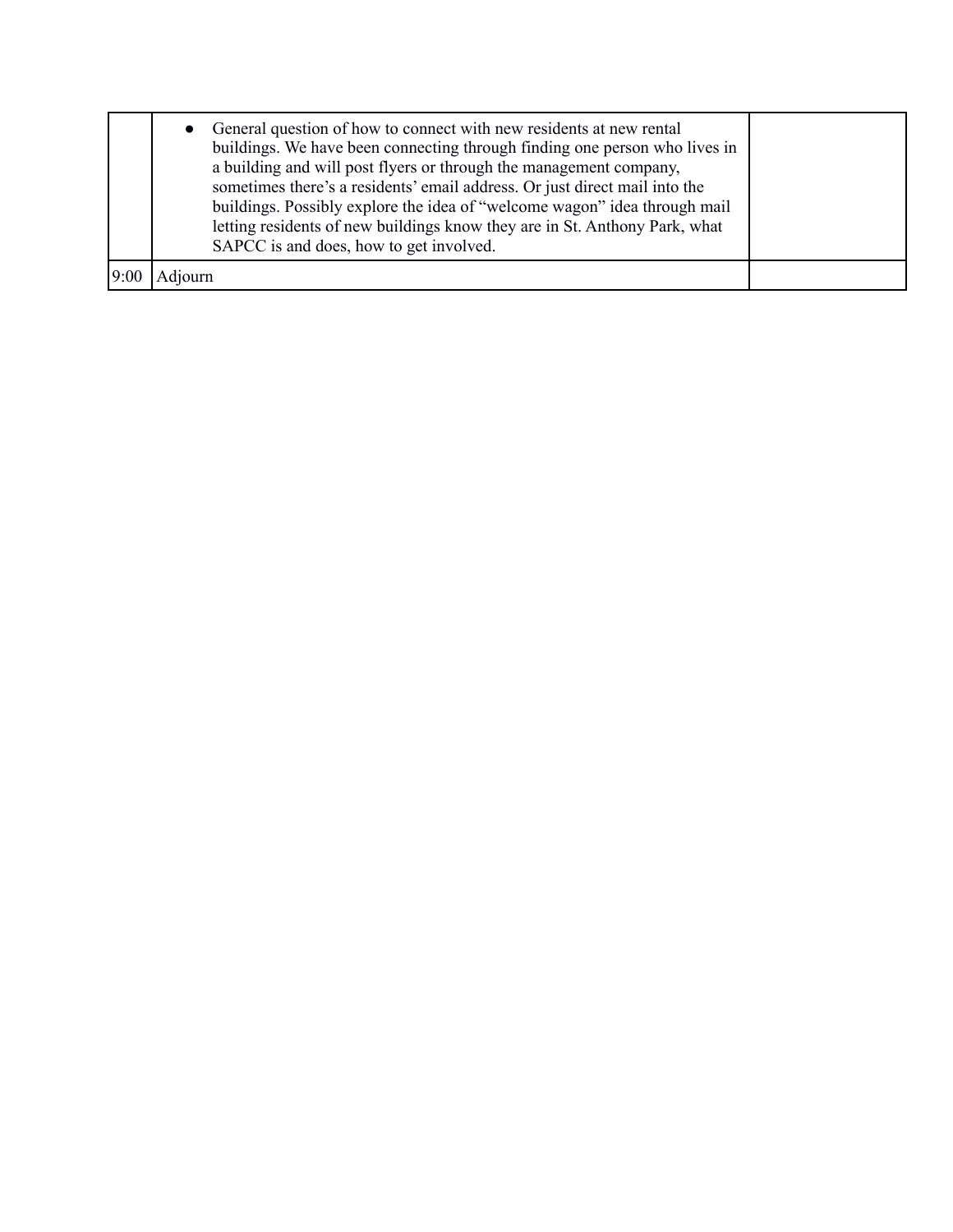| | | |
|---|---|---|
| | • General question of how to connect with new residents at new rental buildings. We have been connecting through finding one person who lives in a building and will post flyers or through the management company, sometimes there's a residents' email address. Or just direct mail into the buildings. Possibly explore the idea of "welcome wagon" idea through mail letting residents of new buildings know they are in St. Anthony Park, what SAPCC is and does, how to get involved. | |
| 9:00 | Adjourn | |